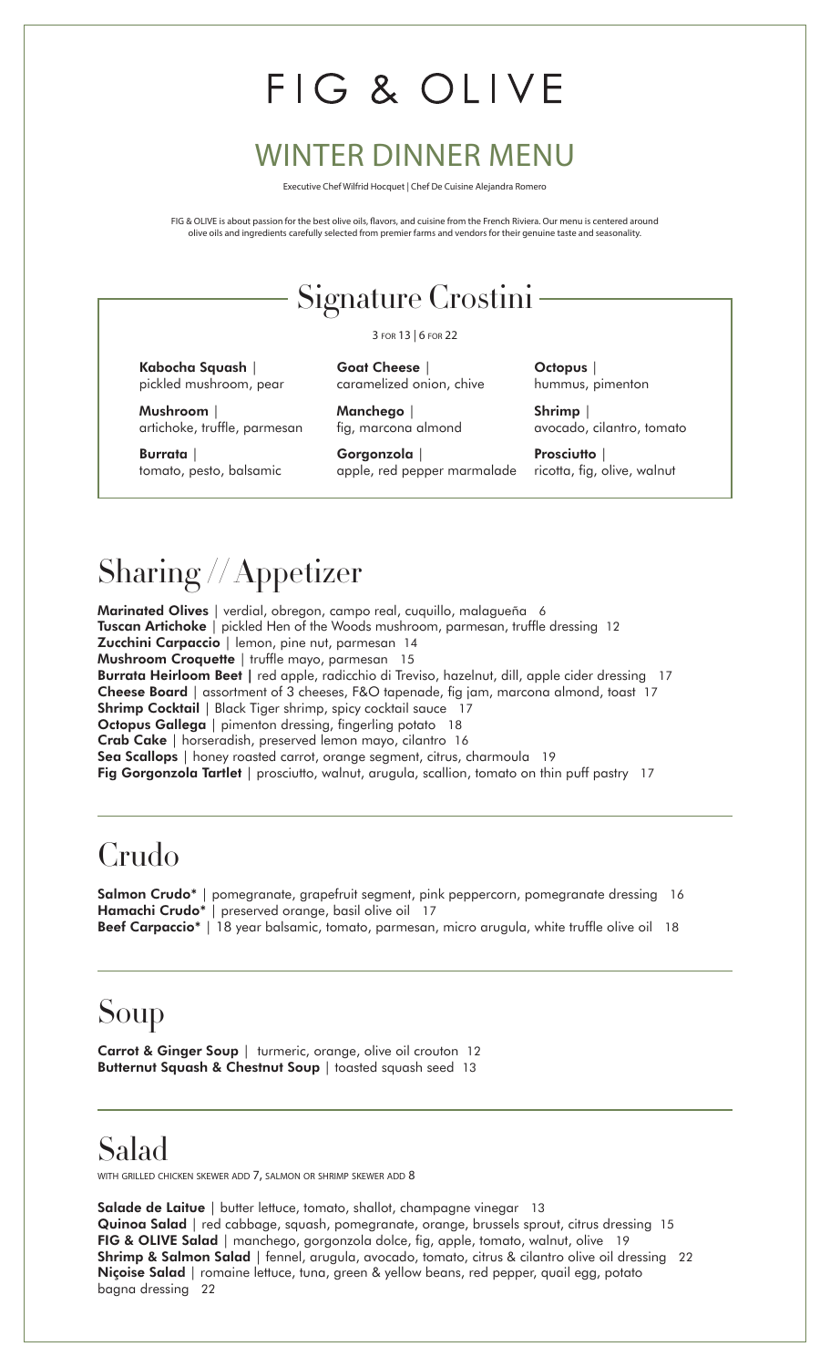# FIG & OLIVE

## WINTER DINNER MENU

Executive Chef Wilfrid Hocquet | Chef De Cuisine Alejandra Romero

FIG & OLIVE is about passion for the best olive oils, flavors, and cuisine from the French Riviera. Our menu is centered around olive oils and ingredients carefully selected from premier farms and vendors for their genuine taste and seasonality.

## Signature Crostini

3 FOR 13 | 6 FOR 22

**Kabocha Squash** | pickled mushroom, pear

**Mushroom** | artichoke, truffle, parmesan

**Burrata** | tomato, pesto, balsamic

**Goat Cheese** | caramelized onion, chive

**Manchego** | fig, marcona almond

**Gorgonzola** | apple, red pepper marmalade

**Octopus** | hummus, pimenton

**Shrimp** | avocado, cilantro, tomato

**Prosciutto** | ricotta, fig, olive, walnut

## Sharing // Appetizer

**Marinated Olives** | verdial, obregon, campo real, cuquillo, malagueña 6
**Tuscan Artichoke** | pickled Hen of the Woods mushroom, parmesan, truffle dressing 12
**Zucchini Carpaccio** | lemon, pine nut, parmesan 14
**Mushroom Croquette** | truffle mayo, parmesan 15
**Burrata Heirloom Beet** | red apple, radicchio di Treviso, hazelnut, dill, apple cider dressing 17
**Cheese Board** | assortment of 3 cheeses, F&O tapenade, fig jam, marcona almond, toast 17
**Shrimp Cocktail** | Black Tiger shrimp, spicy cocktail sauce 17
**Octopus Gallega** | pimenton dressing, fingerling potato 18
**Crab Cake** | horseradish, preserved lemon mayo, cilantro 16
**Sea Scallops** | honey roasted carrot, orange segment, citrus, charmoula 19
**Fig Gorgonzola Tartlet** | prosciutto, walnut, arugula, scallion, tomato on thin puff pastry 17

## Crudo

**Salmon Crudo*** | pomegranate, grapefruit segment, pink peppercorn, pomegranate dressing 16
**Hamachi Crudo*** | preserved orange, basil olive oil 17
**Beef Carpaccio*** | 18 year balsamic, tomato, parmesan, micro arugula, white truffle olive oil 18

## Soup

**Carrot & Ginger Soup** | turmeric, orange, olive oil crouton 12
**Butternut Squash & Chestnut Soup** | toasted squash seed 13

## Salad

WITH GRILLED CHICKEN SKEWER ADD 7, SALMON OR SHRIMP SKEWER ADD 8

**Salade de Laitue** | butter lettuce, tomato, shallot, champagne vinegar 13
**Quinoa Salad** | red cabbage, squash, pomegranate, orange, brussels sprout, citrus dressing 15
**FIG & OLIVE Salad** | manchego, gorgonzola dolce, fig, apple, tomato, walnut, olive 19
**Shrimp & Salmon Salad** | fennel, arugula, avocado, tomato, citrus & cilantro olive oil dressing 22
**Niçoise Salad** | romaine lettuce, tuna, green & yellow beans, red pepper, quail egg, potato bagna dressing 22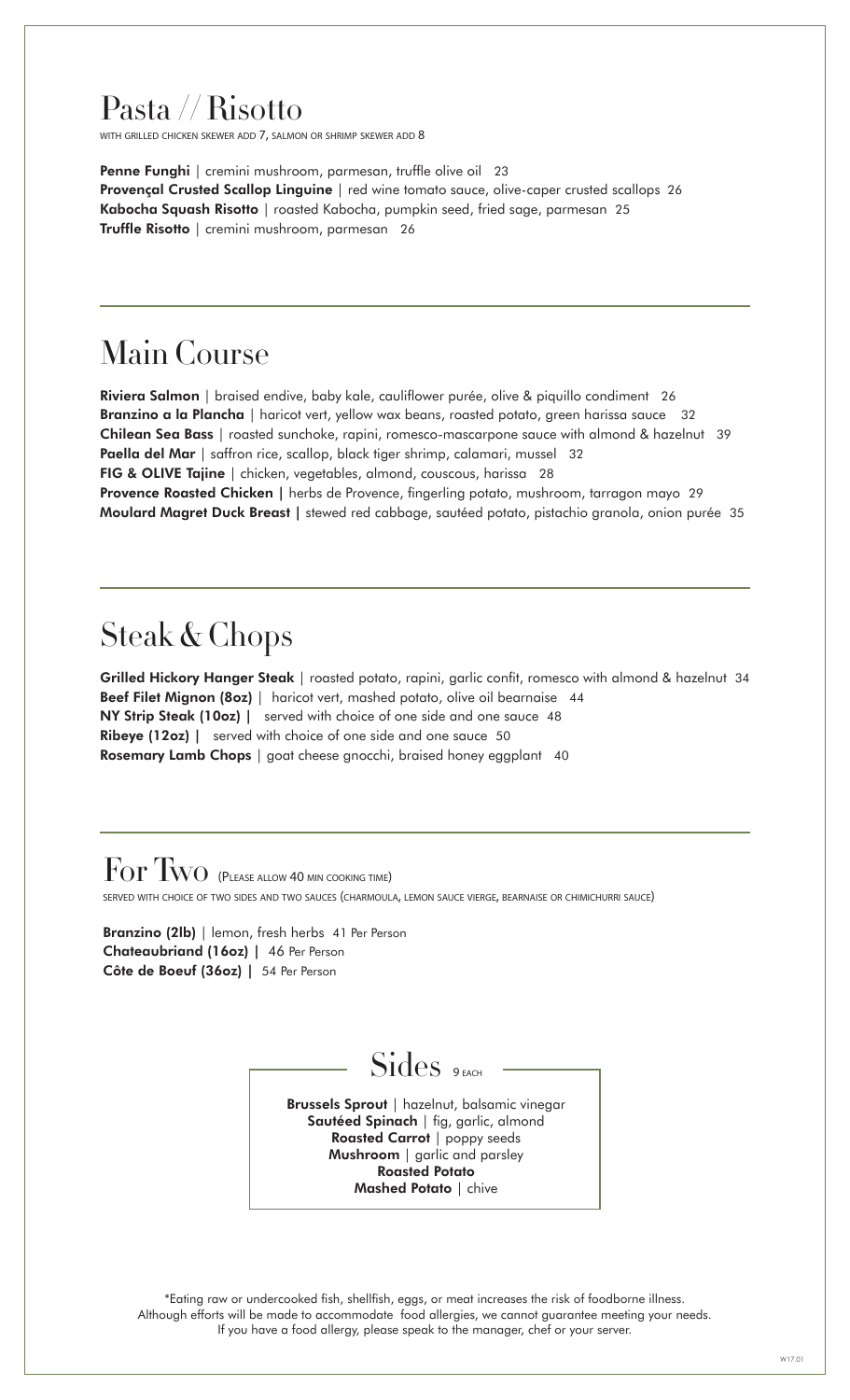# Pasta // Risotto

WITH GRILLED CHICKEN SKEWER ADD 7, SALMON OR SHRIMP SKEWER ADD 8

**Penne Funghi** | cremini mushroom, parmesan, truffle olive oil 23
**Provençal Crusted Scallop Linguine** | red wine tomato sauce, olive-caper crusted scallops 26
**Kabocha Squash Risotto** | roasted Kabocha, pumpkin seed, fried sage, parmesan 25
**Truffle Risotto** | cremini mushroom, parmesan 26

# Main Course

**Riviera Salmon** | braised endive, baby kale, cauliflower purée, olive & piquillo condiment 26
**Branzino a la Plancha** | haricot vert, yellow wax beans, roasted potato, green harissa sauce 32
**Chilean Sea Bass** | roasted sunchoke, rapini, romesco-mascarpone sauce with almond & hazelnut 39
**Paella del Mar** | saffron rice, scallop, black tiger shrimp, calamari, mussel 32
**FIG & OLIVE Tajine** | chicken, vegetables, almond, couscous, harissa 28
**Provence Roasted Chicken |** herbs de Provence, fingerling potato, mushroom, tarragon mayo 29
**Moulard Magret Duck Breast |** stewed red cabbage, sautéed potato, pistachio granola, onion purée 35

# Steak & Chops

**Grilled Hickory Hanger Steak** | roasted potato, rapini, garlic confit, romesco with almond & hazelnut 34
**Beef Filet Mignon (8oz)** | haricot vert, mashed potato, olive oil bearnaise 44
**NY Strip Steak (10oz) |** served with choice of one side and one sauce 48
**Ribeye (12oz) |** served with choice of one side and one sauce 50
**Rosemary Lamb Chops** | goat cheese gnocchi, braised honey eggplant 40

# For Two (Please allow 40 min cooking time)

SERVED WITH CHOICE OF TWO SIDES AND TWO SAUCES (CHARMOULA, LEMON SAUCE VIERGE, BEARNAISE OR CHIMICHURRI SAUCE)

**Branzino (2lb)** | lemon, fresh herbs 41 Per Person
**Chateaubriand (16oz) |** 46 Per Person
**Côte de Boeuf (36oz) |** 54 Per Person

## Sides 9 EACH

**Brussels Sprout** | hazelnut, balsamic vinegar
**Sautéed Spinach** | fig, garlic, almond
**Roasted Carrot** | poppy seeds
**Mushroom** | garlic and parsley
**Roasted Potato**
**Mashed Potato** | chive

*Eating raw or undercooked fish, shellfish, eggs, or meat increases the risk of foodborne illness.
Although efforts will be made to accommodate food allergies, we cannot guarantee meeting your needs.
If you have a food allergy, please speak to the manager, chef or your server.

W17.01